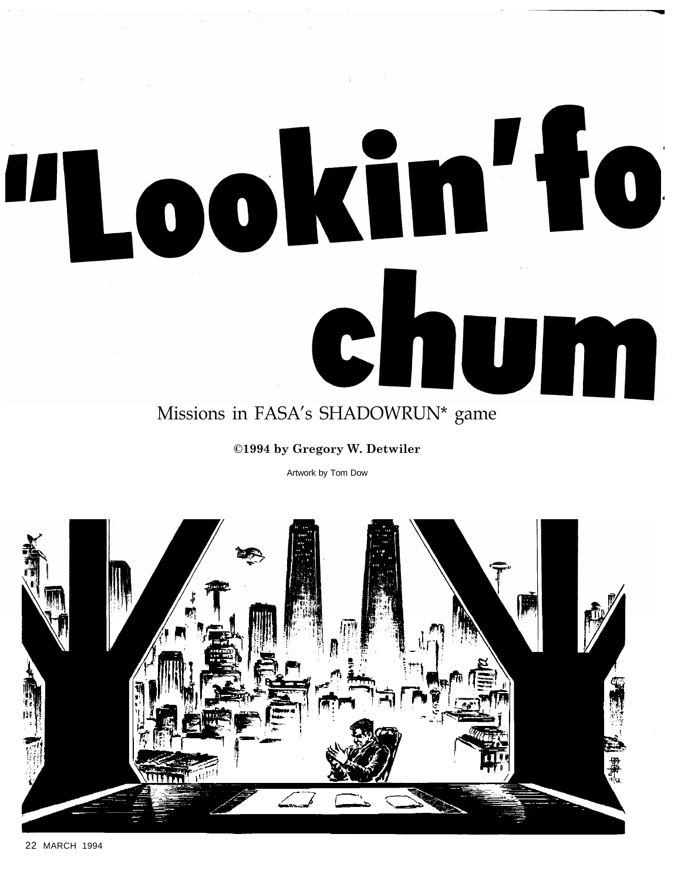# "Lookin' fo chum

Missions in FASA's SHADOWRUN* game

**©1994 by Gregory W. Detwiler**

Artwork by Tom Dow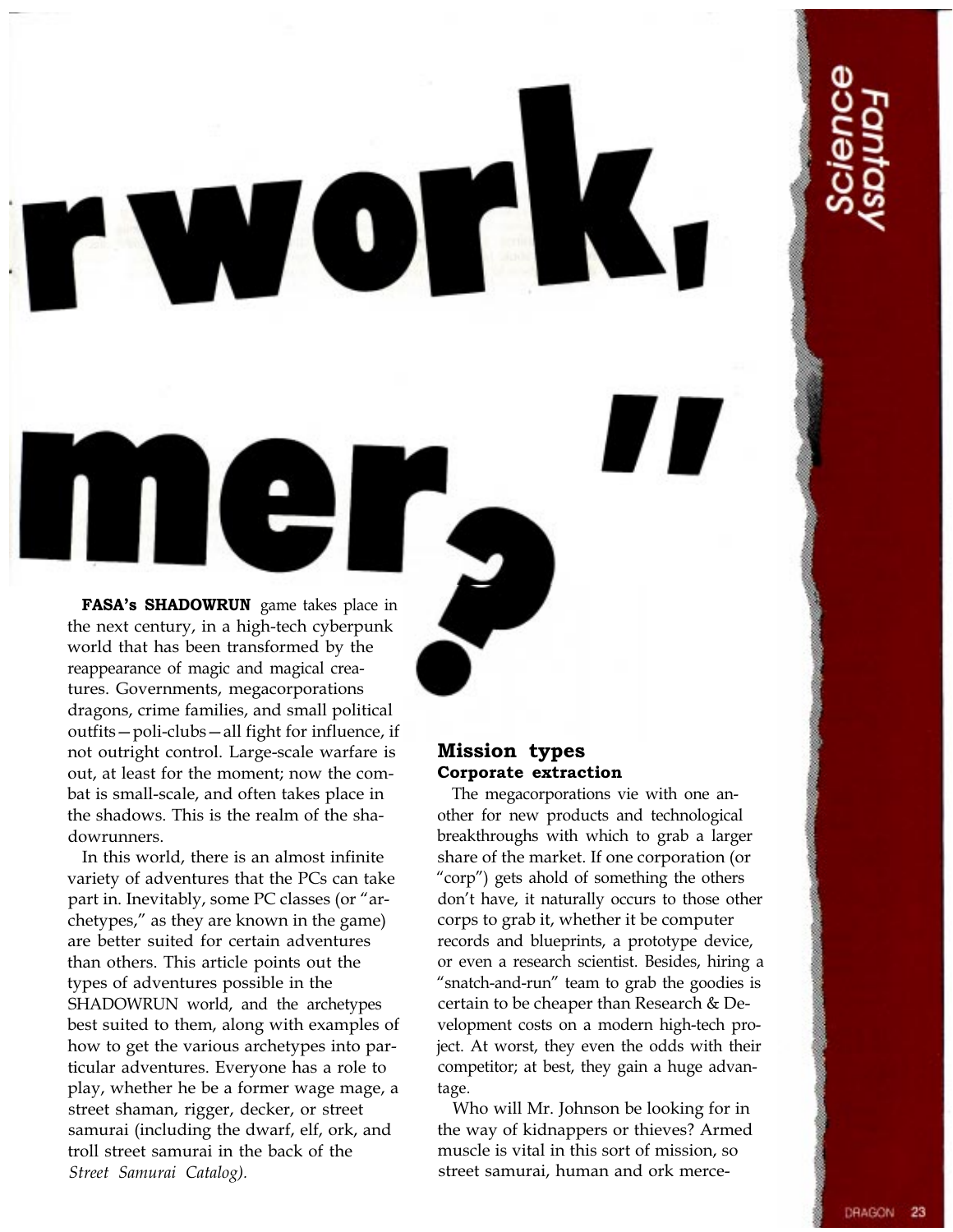# r work,

# mer?"

**FASA's SHADOWRUN** game takes place in the next century, in a high-tech cyberpunk world that has been transformed by the reappearance of magic and magical creatures. Governments, megacorporations dragons, crime families, and small political outfits—poli-clubs—all fight for influence, if not outright control. Large-scale warfare is out, at least for the moment; now the combat is small-scale, and often takes place in the shadows. This is the realm of the shadowrunners.

In this world, there is an almost infinite variety of adventures that the PCs can take part in. Inevitably, some PC classes (or "archetypes," as they are known in the game) are better suited for certain adventures than others. This article points out the types of adventures possible in the SHADOWRUN world, and the archetypes best suited to them, along with examples of how to get the various archetypes into particular adventures. Everyone has a role to play, whether he be a former wage mage, a street shaman, rigger, decker, or street samurai (including the dwarf, elf, ork, and troll street samurai in the back of the *Street Samurai Catalog).*

## Mission types

### Corporate extraction

The megacorporations vie with one another for new products and technological breakthroughs with which to grab a larger share of the market. If one corporation (or "corp") gets ahold of something the others don't have, it naturally occurs to those other corps to grab it, whether it be computer records and blueprints, a prototype device, or even a research scientist. Besides, hiring a "snatch-and-run" team to grab the goodies is certain to be cheaper than Research & Development costs on a modern high-tech project. At worst, they even the odds with their competitor; at best, they gain a huge advantage.

Who will Mr. Johnson be looking for in the way of kidnappers or thieves? Armed muscle is vital in this sort of mission, so street samurai, human and ork merce-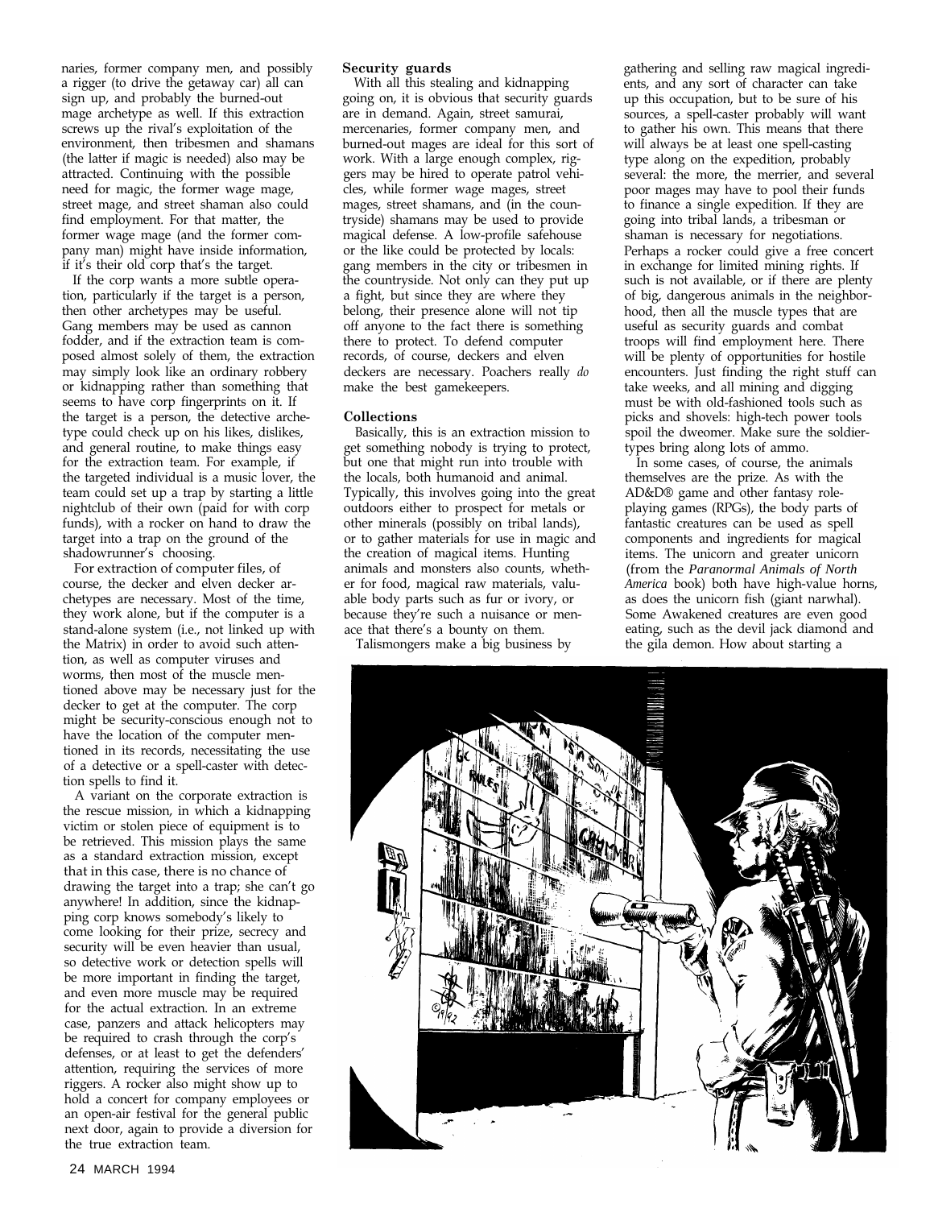naries, former company men, and possibly a rigger (to drive the getaway car) all can sign up, and probably the burned-out mage archetype as well. If this extraction screws up the rival's exploitation of the environment, then tribesmen and shamans (the latter if magic is needed) also may be attracted. Continuing with the possible need for magic, the former wage mage, street mage, and street shaman also could find employment. For that matter, the former wage mage (and the former company man) might have inside information, if it's their old corp that's the target.

If the corp wants a more subtle operation, particularly if the target is a person, then other archetypes may be useful. Gang members may be used as cannon fodder, and if the extraction team is composed almost solely of them, the extraction may simply look like an ordinary robbery or kidnapping rather than something that seems to have corp fingerprints on it. If the target is a person, the detective archetype could check up on his likes, dislikes, and general routine, to make things easy for the extraction team. For example, if the targeted individual is a music lover, the team could set up a trap by starting a little nightclub of their own (paid for with corp funds), with a rocker on hand to draw the target into a trap on the ground of the shadowrunner's choosing.

For extraction of computer files, of course, the decker and elven decker archetypes are necessary. Most of the time, they work alone, but if the computer is a stand-alone system (i.e., not linked up with the Matrix) in order to avoid such attention, as well as computer viruses and worms, then most of the muscle mentioned above may be necessary just for the decker to get at the computer. The corp might be security-conscious enough not to have the location of the computer mentioned in its records, necessitating the use of a detective or a spell-caster with detection spells to find it.

A variant on the corporate extraction is the rescue mission, in which a kidnapping victim or stolen piece of equipment is to be retrieved. This mission plays the same as a standard extraction mission, except that in this case, there is no chance of drawing the target into a trap; she can't go anywhere! In addition, since the kidnapping corp knows somebody's likely to come looking for their prize, secrecy and security will be even heavier than usual, so detective work or detection spells will be more important in finding the target, and even more muscle may be required for the actual extraction. In an extreme case, panzers and attack helicopters may be required to crash through the corp's defenses, or at least to get the defenders' attention, requiring the services of more riggers. A rocker also might show up to hold a concert for company employees or an open-air festival for the general public next door, again to provide a diversion for the true extraction team.

**Security guards**

With all this stealing and kidnapping going on, it is obvious that security guards are in demand. Again, street samurai, mercenaries, former company men, and burned-out mages are ideal for this sort of work. With a large enough complex, riggers may be hired to operate patrol vehicles, while former wage mages, street mages, street shamans, and (in the countryside) shamans may be used to provide magical defense. A low-profile safehouse or the like could be protected by locals: gang members in the city or tribesmen in the countryside. Not only can they put up a fight, but since they are where they belong, their presence alone will not tip off anyone to the fact there is something there to protect. To defend computer records, of course, deckers and elven deckers are necessary. Poachers really *do* make the best gamekeepers.

**Collections**

Basically, this is an extraction mission to get something nobody is trying to protect, but one that might run into trouble with the locals, both humanoid and animal. Typically, this involves going into the great outdoors either to prospect for metals or other minerals (possibly on tribal lands), or to gather materials for use in magic and the creation of magical items. Hunting animals and monsters also counts, whether for food, magical raw materials, valuable body parts such as fur or ivory, or because they're such a nuisance or menace that there's a bounty on them.

Talismongers make a big business by gathering and selling raw magical ingredients, and any sort of character can take up this occupation, but to be sure of his sources, a spell-caster probably will want to gather his own. This means that there will always be at least one spell-casting type along on the expedition, probably several: the more, the merrier, and several poor mages may have to pool their funds to finance a single expedition. If they are going into tribal lands, a tribesman or shaman is necessary for negotiations. Perhaps a rocker could give a free concert in exchange for limited mining rights. If such is not available, or if there are plenty of big, dangerous animals in the neighborhood, then all the muscle types that are useful as security guards and combat troops will find employment here. There will be plenty of opportunities for hostile encounters. Just finding the right stuff can take weeks, and all mining and digging must be with old-fashioned tools such as picks and shovels: high-tech power tools spoil the dweomer. Make sure the soldier-types bring along lots of ammo.

In some cases, of course, the animals themselves are the prize. As with the AD&D® game and other fantasy role-playing games (RPGs), the body parts of fantastic creatures can be used as spell components and ingredients for magical items. The unicorn and greater unicorn (from the *Paranormal Animals of North America* book) both have high-value horns, as does the unicorn fish (giant narwhal). Some Awakened creatures are even good eating, such as the devil jack diamond and the gila demon. How about starting a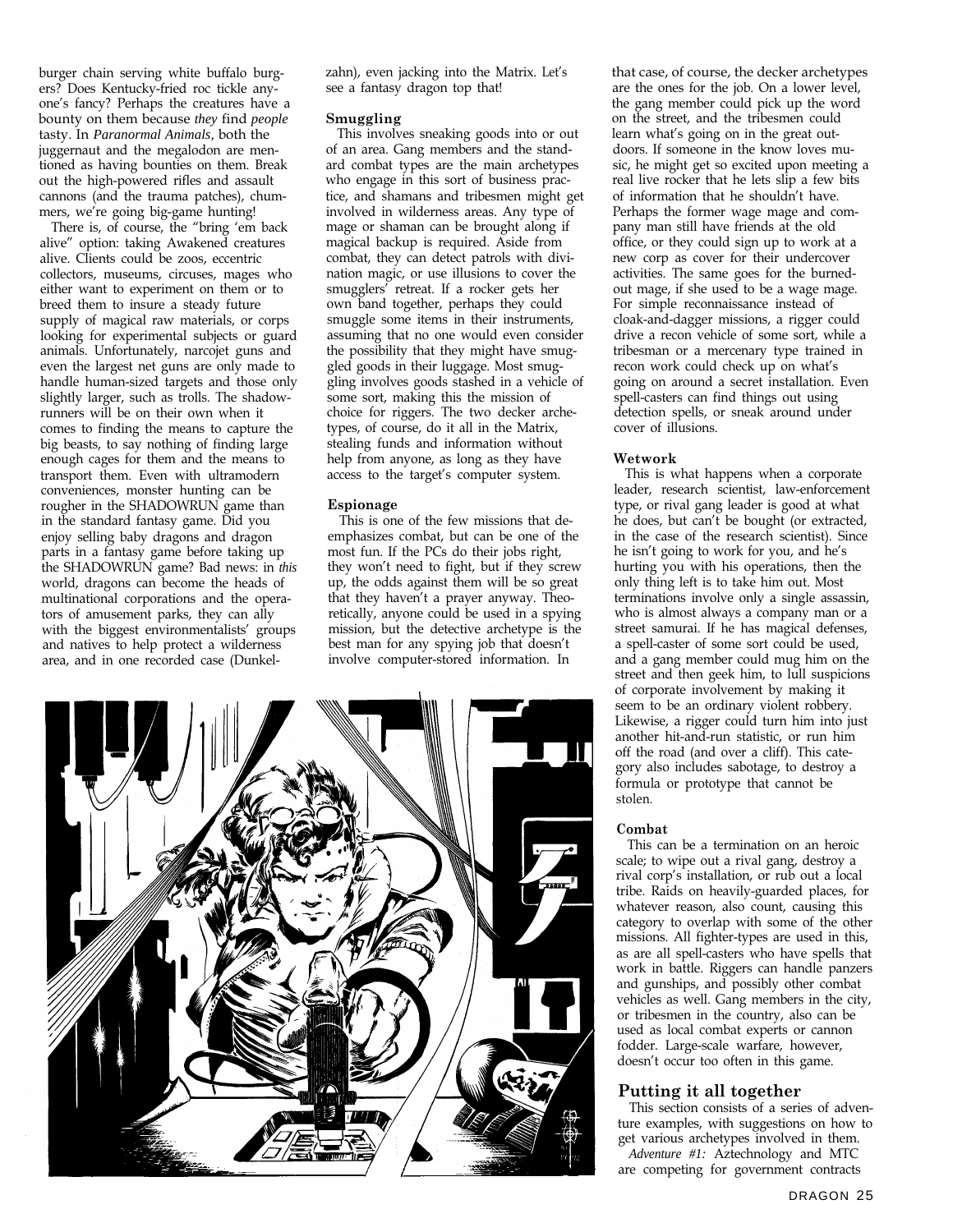burger chain serving white buffalo burgers? Does Kentucky-fried roc tickle anyone's fancy? Perhaps the creatures have a bounty on them because *they* find *people* tasty. In *Paranormal Animals*, both the juggernaut and the megalodon are mentioned as having bounties on them. Break out the high-powered rifles and assault cannons (and the trauma patches), chummers, we're going big-game hunting!

There is, of course, the "bring 'em back alive" option: taking Awakened creatures alive. Clients could be zoos, eccentric collectors, museums, circuses, mages who either want to experiment on them or to breed them to insure a steady future supply of magical raw materials, or corps looking for experimental subjects or guard animals. Unfortunately, narcojet guns and even the largest net guns are only made to handle human-sized targets and those only slightly larger, such as trolls. The shadowrunners will be on their own when it comes to finding the means to capture the big beasts, to say nothing of finding large enough cages for them and the means to transport them. Even with ultramodern conveniences, monster hunting can be rougher in the SHADOWRUN game than in the standard fantasy game. Did you enjoy selling baby dragons and dragon parts in a fantasy game before taking up the SHADOWRUN game? Bad news: in *this* world, dragons can become the heads of multinational corporations and the operators of amusement parks, they can ally with the biggest environmentalists' groups and natives to help protect a wilderness area, and in one recorded case (Dunkelzahn), even jacking into the Matrix. Let's see a fantasy dragon top that!

### Smuggling

This involves sneaking goods into or out of an area. Gang members and the standard combat types are the main archetypes who engage in this sort of business practice, and shamans and tribesmen might get involved in wilderness areas. Any type of mage or shaman can be brought along if magical backup is required. Aside from combat, they can detect patrols with divination magic, or use illusions to cover the smugglers' retreat. If a rocker gets her own band together, perhaps they could smuggle some items in their instruments, assuming that no one would even consider the possibility that they might have smuggled goods in their luggage. Most smuggling involves goods stashed in a vehicle of some sort, making this the mission of choice for riggers. The two decker archetypes, of course, do it all in the Matrix, stealing funds and information without help from anyone, as long as they have access to the target's computer system.

### Espionage

This is one of the few missions that deemphasizes combat, but can be one of the most fun. If the PCs do their jobs right, they won't need to fight, but if they screw up, the odds against them will be so great that they haven't a prayer anyway. Theoretically, anyone could be used in a spying mission, but the detective archetype is the best man for any spying job that doesn't involve computer-stored information. In that case, of course, the decker archetypes are the ones for the job. On a lower level, the gang member could pick up the word on the street, and the tribesmen could learn what's going on in the great outdoors. If someone in the know loves music, he might get so excited upon meeting a real live rocker that he lets slip a few bits of information that he shouldn't have. Perhaps the former wage mage and company man still have friends at the old office, or they could sign up to work at a new corp as cover for their undercover activities. The same goes for the burned-out mage, if she used to be a wage mage. For simple reconnaissance instead of cloak-and-dagger missions, a rigger could drive a recon vehicle of some sort, while a tribesman or a mercenary type trained in recon work could check up on what's going on around a secret installation. Even spell-casters can find things out using detection spells, or sneak around under cover of illusions.

### Wetwork

This is what happens when a corporate leader, research scientist, law-enforcement type, or rival gang leader is good at what he does, but can't be bought (or extracted, in the case of the research scientist). Since he isn't going to work for you, and he's hurting you with his operations, then the only thing left is to take him out. Most terminations involve only a single assassin, who is almost always a company man or a street samurai. If he has magical defenses, a spell-caster of some sort could be used, and a gang member could mug him on the street and then geek him, to lull suspicions of corporate involvement by making it seem to be an ordinary violent robbery. Likewise, a rigger could turn him into just another hit-and-run statistic, or run him off the road (and over a cliff). This category also includes sabotage, to destroy a formula or prototype that cannot be stolen.

### Combat

This can be a termination on an heroic scale; to wipe out a rival gang, destroy a rival corp's installation, or rub out a local tribe. Raids on heavily-guarded places, for whatever reason, also count, causing this category to overlap with some of the other missions. All fighter-types are used in this, as are all spell-casters who have spells that work in battle. Riggers can handle panzers and gunships, and possibly other combat vehicles as well. Gang members in the city, or tribesmen in the country, also can be used as local combat experts or cannon fodder. Large-scale warfare, however, doesn't occur too often in this game.

## Putting it all together

This section consists of a series of adventure examples, with suggestions on how to get various archetypes involved in them.

*Adventure #1:* Aztechnology and MTC are competing for government contracts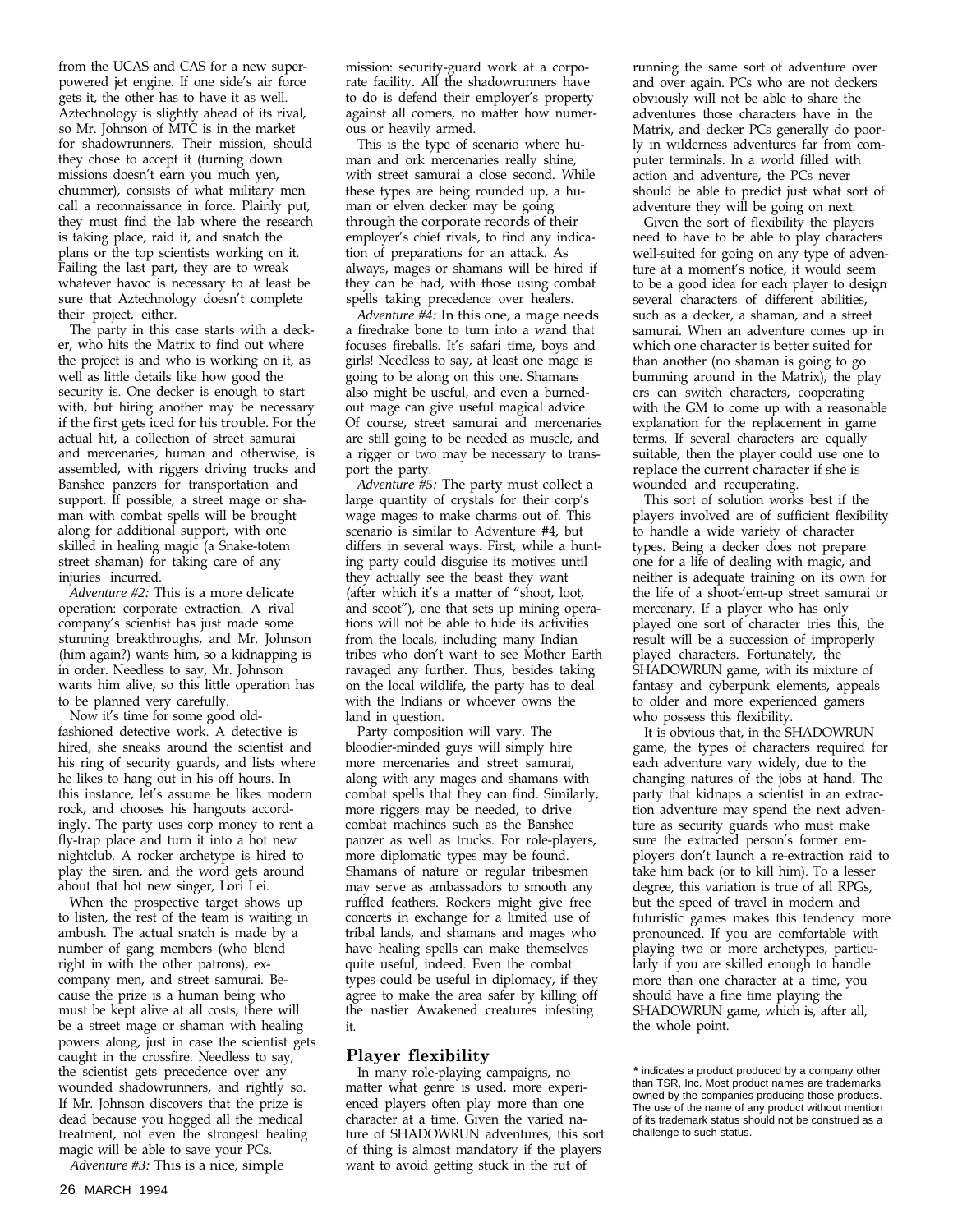from the UCAS and CAS for a new super-powered jet engine. If one side's air force gets it, the other has to have it as well. Aztechnology is slightly ahead of its rival, so Mr. Johnson of MTC is in the market for shadowrunners. Their mission, should they chose to accept it (turning down missions doesn't earn you much yen, chummer), consists of what military men call a reconnaissance in force. Plainly put, they must find the lab where the research is taking place, raid it, and snatch the plans or the top scientists working on it. Failing the last part, they are to wreak whatever havoc is necessary to at least be sure that Aztechnology doesn't complete their project, either.

The party in this case starts with a decker, who hits the Matrix to find out where the project is and who is working on it, as well as little details like how good the security is. One decker is enough to start with, but hiring another may be necessary if the first gets iced for his trouble. For the actual hit, a collection of street samurai and mercenaries, human and otherwise, is assembled, with riggers driving trucks and Banshee panzers for transportation and support. If possible, a street mage or shaman with combat spells will be brought along for additional support, with one skilled in healing magic (a Snake-totem street shaman) for taking care of any injuries incurred.

*Adventure #2:* This is a more delicate operation: corporate extraction. A rival company's scientist has just made some stunning breakthroughs, and Mr. Johnson (him again?) wants him, so a kidnapping is in order. Needless to say, Mr. Johnson wants him alive, so this little operation has to be planned very carefully.

Now it's time for some good old-fashioned detective work. A detective is hired, she sneaks around the scientist and his ring of security guards, and lists where he likes to hang out in his off hours. In this instance, let's assume he likes modern rock, and chooses his hangouts accordingly. The party uses corp money to rent a fly-trap place and turn it into a hot new nightclub. A rocker archetype is hired to play the siren, and the word gets around about that hot new singer, Lori Lei.

When the prospective target shows up to listen, the rest of the team is waiting in ambush. The actual snatch is made by a number of gang members (who blend right in with the other patrons), ex-company men, and street samurai. Because the prize is a human being who must be kept alive at all costs, there will be a street mage or shaman with healing powers along, just in case the scientist gets caught in the crossfire. Needless to say, the scientist gets precedence over any wounded shadowrunners, and rightly so. If Mr. Johnson discovers that the prize is dead because you hogged all the medical treatment, not even the strongest healing magic will be able to save your PCs.

*Adventure #3:* This is a nice, simple mission: security-guard work at a corporate facility. All the shadowrunners have to do is defend their employer's property against all comers, no matter how numerous or heavily armed.

This is the type of scenario where human and ork mercenaries really shine, with street samurai a close second. While these types are being rounded up, a human or elven decker may be going through the corporate records of their employer's chief rivals, to find any indication of preparations for an attack. As always, mages or shamans will be hired if they can be had, with those using combat spells taking precedence over healers.

*Adventure #4:* In this one, a mage needs a firedrake bone to turn into a wand that focuses fireballs. It's safari time, boys and girls! Needless to say, at least one mage is going to be along on this one. Shamans also might be useful, and even a burned-out mage can give useful magical advice. Of course, street samurai and mercenaries are still going to be needed as muscle, and a rigger or two may be necessary to transport the party.

*Adventure #5:* The party must collect a large quantity of crystals for their corp's wage mages to make charms out of. This scenario is similar to Adventure #4, but differs in several ways. First, while a hunting party could disguise its motives until they actually see the beast they want (after which it's a matter of "shoot, loot, and scoot"), one that sets up mining operations will not be able to hide its activities from the locals, including many Indian tribes who don't want to see Mother Earth ravaged any further. Thus, besides taking on the local wildlife, the party has to deal with the Indians or whoever owns the land in question.

Party composition will vary. The bloodier-minded guys will simply hire more mercenaries and street samurai, along with any mages and shamans with combat spells that they can find. Similarly, more riggers may be needed, to drive combat machines such as the Banshee panzer as well as trucks. For role-players, more diplomatic types may be found. Shamans of nature or regular tribesmen may serve as ambassadors to smooth any ruffled feathers. Rockers might give free concerts in exchange for a limited use of tribal lands, and shamans and mages who have healing spells can make themselves quite useful, indeed. Even the combat types could be useful in diplomacy, if they agree to make the area safer by killing off the nastier Awakened creatures infesting it.

## Player flexibility

In many role-playing campaigns, no matter what genre is used, more experienced players often play more than one character at a time. Given the varied nature of SHADOWRUN adventures, this sort of thing is almost mandatory if the players want to avoid getting stuck in the rut of running the same sort of adventure over and over again. PCs who are not deckers obviously will not be able to share the adventures those characters have in the Matrix, and decker PCs generally do poorly in wilderness adventures far from computer terminals. In a world filled with action and adventure, the PCs never should be able to predict just what sort of adventure they will be going on next.

Given the sort of flexibility the players need to have to be able to play characters well-suited for going on any type of adventure at a moment's notice, it would seem to be a good idea for each player to design several characters of different abilities, such as a decker, a shaman, and a street samurai. When an adventure comes up in which one character is better suited for than another (no shaman is going to go bumming around in the Matrix), the players can switch characters, cooperating with the GM to come up with a reasonable explanation for the replacement in game terms. If several characters are equally suitable, then the player could use one to replace the current character if she is wounded and recuperating.

This sort of solution works best if the players involved are of sufficient flexibility to handle a wide variety of character types. Being a decker does not prepare one for a life of dealing with magic, and neither is adequate training on its own for the life of a shoot-'em-up street samurai or mercenary. If a player who has only played one sort of character tries this, the result will be a succession of improperly played characters. Fortunately, the SHADOWRUN game, with its mixture of fantasy and cyberpunk elements, appeals to older and more experienced gamers who possess this flexibility.

It is obvious that, in the SHADOWRUN game, the types of characters required for each adventure vary widely, due to the changing natures of the jobs at hand. The party that kidnaps a scientist in an extraction adventure may spend the next adventure as security guards who must make sure the extracted person's former employers don't launch a re-extraction raid to take him back (or to kill him). To a lesser degree, this variation is true of all RPGs, but the speed of travel in modern and futuristic games makes this tendency more pronounced. If you are comfortable with playing two or more archetypes, particularly if you are skilled enough to handle more than one character at a time, you should have a fine time playing the SHADOWRUN game, which is, after all, the whole point.

* indicates a product produced by a company other than TSR, Inc. Most product names are trademarks owned by the companies producing those products. The use of the name of any product without mention of its trademark status should not be construed as a challenge to such status.